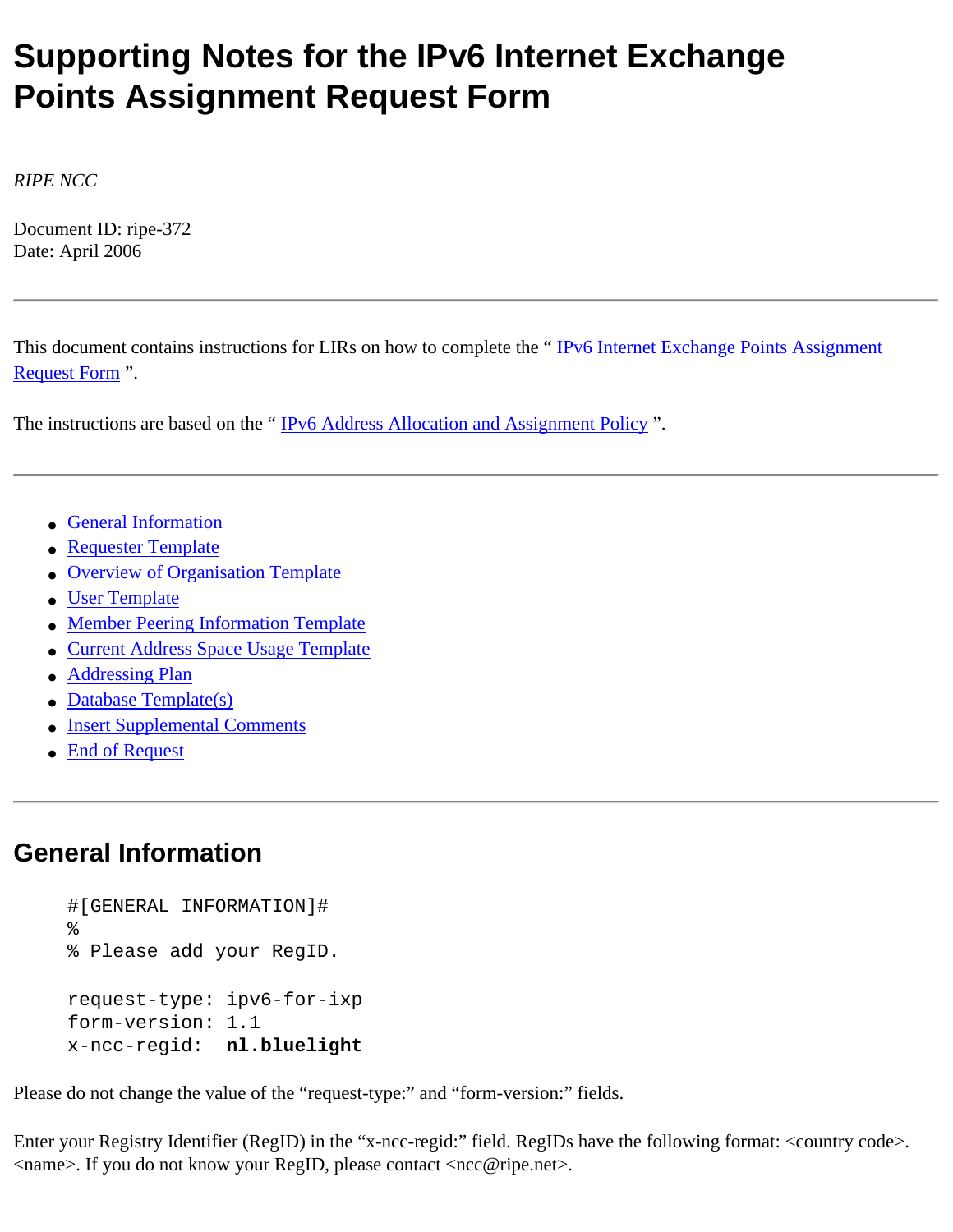# Supporting Notes for the IPv6 Internet Exchange Points Assignment Request Form

*RIPE NCC*

Document ID: ripe-372
Date: April 2006

---

This document contains instructions for LIRs on how to complete the " IPv6 Internet Exchange Points Assignment Request Form ".

The instructions are based on the " IPv6 Address Allocation and Assignment Policy ".

---

- General Information
- Requester Template
- Overview of Organisation Template
- User Template
- Member Peering Information Template
- Current Address Space Usage Template
- Addressing Plan
- Database Template(s)
- Insert Supplemental Comments
- End of Request

---

## General Information

```
#[GENERAL INFORMATION]#
%
% Please add your RegID.

request-type: ipv6-for-ixp
form-version: 1.1
x-ncc-regid:  nl.bluelight
```

Please do not change the value of the "request-type:" and "form-version:" fields.

Enter your Registry Identifier (RegID) in the "x-ncc-regid:" field. RegIDs have the following format: <country code>.<name>. If you do not know your RegID, please contact <ncc@ripe.net>.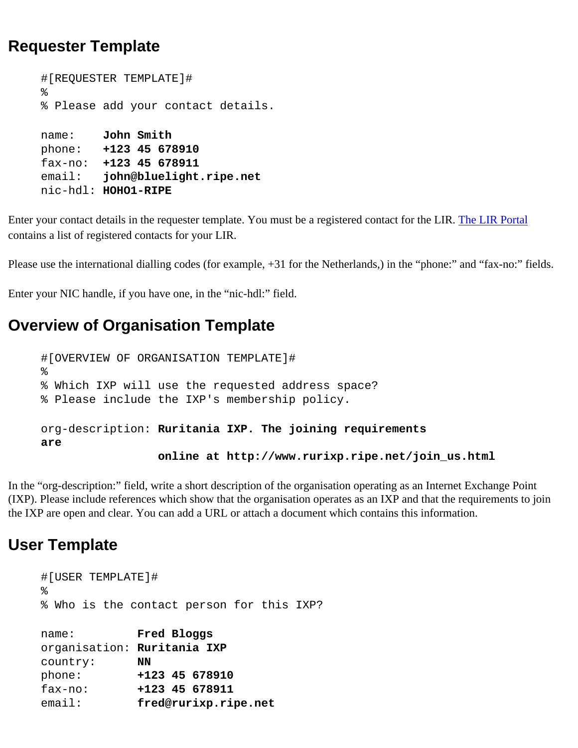## Requester Template

```
#[REQUESTER TEMPLATE]#
%
% Please add your contact details.

name:    John Smith
phone:   +123 45 678910
fax-no:  +123 45 678911
email:   john@bluelight.ripe.net
nic-hdl: HOHO1-RIPE
```

Enter your contact details in the requester template. You must be a registered contact for the LIR. [The LIR Portal]() contains a list of registered contacts for your LIR.

Please use the international dialling codes (for example, +31 for the Netherlands,) in the “phone:” and “fax-no:” fields.

Enter your NIC handle, if you have one, in the “nic-hdl:” field.

## Overview of Organisation Template

```
#[OVERVIEW OF ORGANISATION TEMPLATE]#
%
% Which IXP will use the requested address space?
% Please include the IXP's membership policy.

org-description: Ruritania IXP. The joining requirements
are
                 online at http://www.rurixp.ripe.net/join_us.html
```

In the “org-description:” field, write a short description of the organisation operating as an Internet Exchange Point (IXP). Please include references which show that the organisation operates as an IXP and that the requirements to join the IXP are open and clear. You can add a URL or attach a document which contains this information.

## User Template

```
#[USER TEMPLATE]#
%
% Who is the contact person for this IXP?

name:         Fred Bloggs
organisation: Ruritania IXP
country:      NN
phone:        +123 45 678910
fax-no:       +123 45 678911
email:        fred@rurixp.ripe.net
```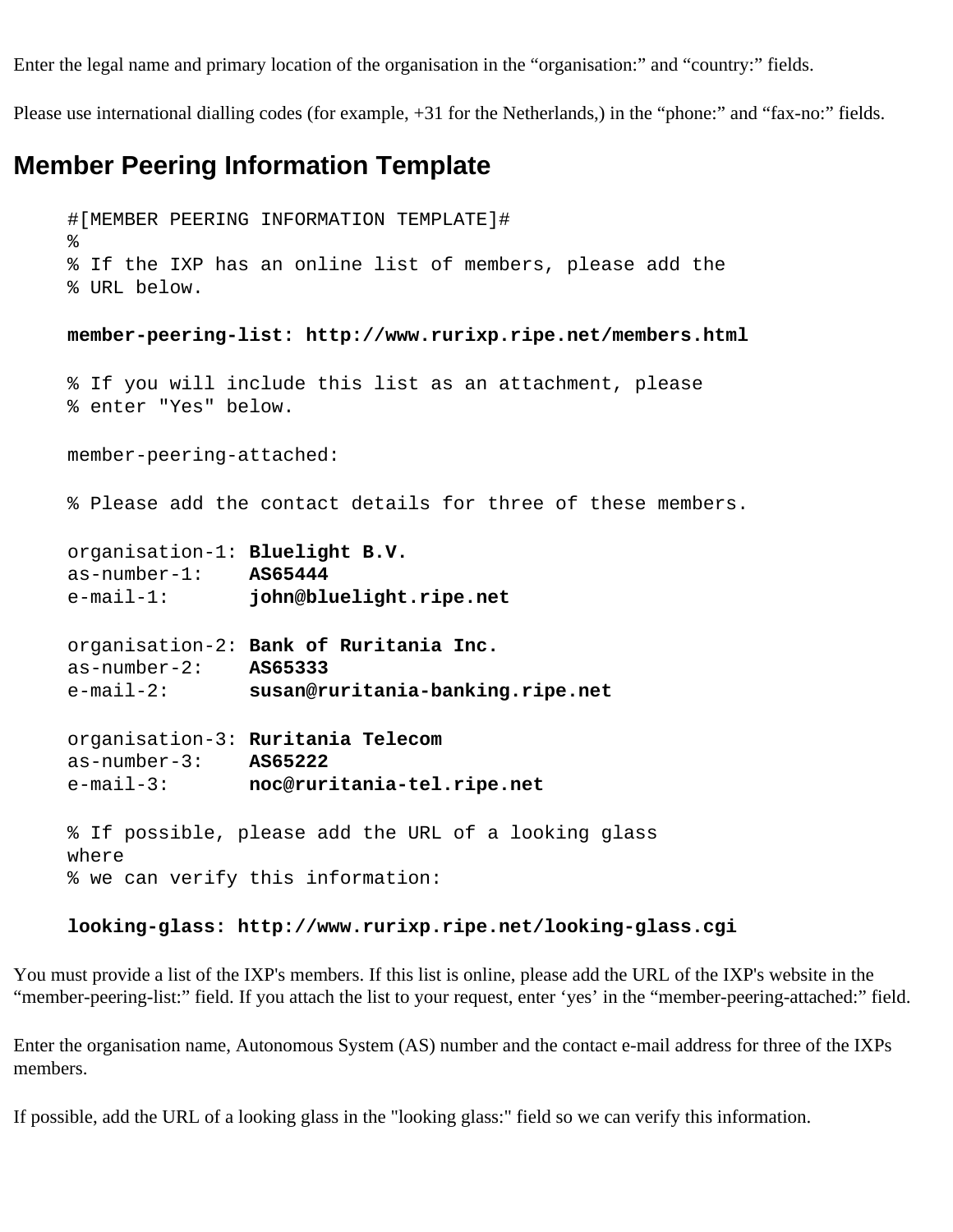Enter the legal name and primary location of the organisation in the “organisation:” and “country:” fields.

Please use international dialling codes (for example, +31 for the Netherlands,) in the “phone:” and “fax-no:” fields.

## Member Peering Information Template

```
#[MEMBER PEERING INFORMATION TEMPLATE]#
%
% If the IXP has an online list of members, please add the
% URL below.

member-peering-list: http://www.rurixp.ripe.net/members.html

% If you will include this list as an attachment, please
% enter "Yes" below.

member-peering-attached:

% Please add the contact details for three of these members.

organisation-1: Bluelight B.V.
as-number-1:    AS65444
e-mail-1:       john@bluelight.ripe.net

organisation-2: Bank of Ruritania Inc.
as-number-2:    AS65333
e-mail-2:       susan@ruritania-banking.ripe.net

organisation-3: Ruritania Telecom
as-number-3:    AS65222
e-mail-3:       noc@ruritania-tel.ripe.net

% If possible, please add the URL of a looking glass
where
% we can verify this information:

looking-glass: http://www.rurixp.ripe.net/looking-glass.cgi
```

You must provide a list of the IXP's members. If this list is online, please add the URL of the IXP's website in the “member-peering-list:” field. If you attach the list to your request, enter ‘yes’ in the “member-peering-attached:” field.

Enter the organisation name, Autonomous System (AS) number and the contact e-mail address for three of the IXPs members.

If possible, add the URL of a looking glass in the "looking glass:" field so we can verify this information.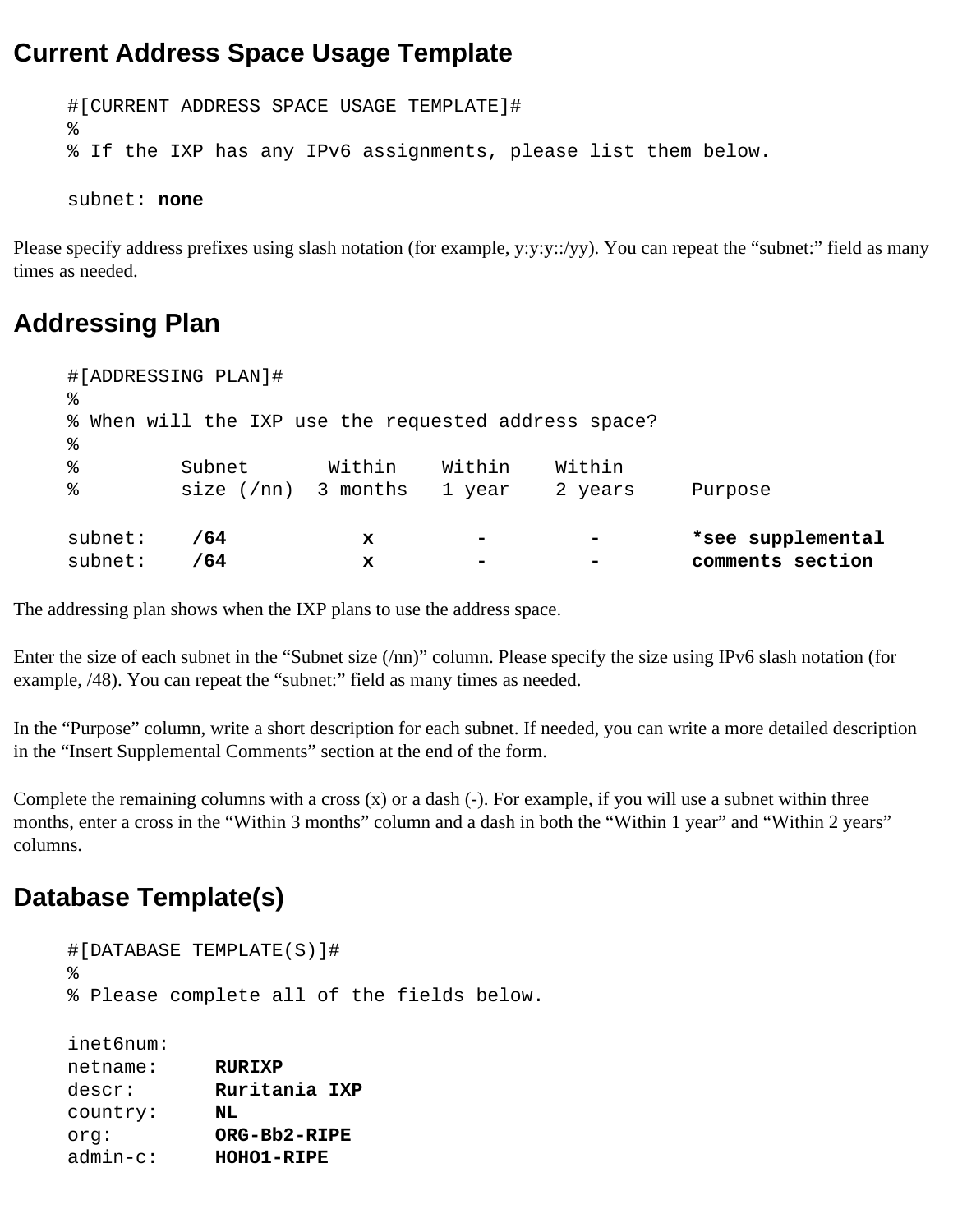## Current Address Space Usage Template

```
#[CURRENT ADDRESS SPACE USAGE TEMPLATE]#
%
% If the IXP has any IPv6 assignments, please list them below.

subnet: none
```

Please specify address prefixes using slash notation (for example, y:y:y::/yy). You can repeat the “subnet:” field as many times as needed.

## Addressing Plan

```
#[ADDRESSING PLAN]#
%
% When will the IXP use the requested address space?
%
%         Subnet       Within    Within    Within
%         size (/nn)  3 months   1 year    2 years     Purpose

subnet:    /64           x         -         -        *see supplemental
subnet:    /64           x         -         -        comments section
```

The addressing plan shows when the IXP plans to use the address space.

Enter the size of each subnet in the “Subnet size (/nn)” column. Please specify the size using IPv6 slash notation (for example, /48). You can repeat the “subnet:” field as many times as needed.

In the “Purpose” column, write a short description for each subnet. If needed, you can write a more detailed description in the “Insert Supplemental Comments” section at the end of the form.

Complete the remaining columns with a cross (x) or a dash (-). For example, if you will use a subnet within three months, enter a cross in the “Within 3 months” column and a dash in both the “Within 1 year” and “Within 2 years” columns.

## Database Template(s)

```
#[DATABASE TEMPLATE(S)]#
%
% Please complete all of the fields below.

inet6num:
netname:      RURIXP
descr:        Ruritania IXP
country:      NL
org:          ORG-Bb2-RIPE
admin-c:      HOHO1-RIPE
```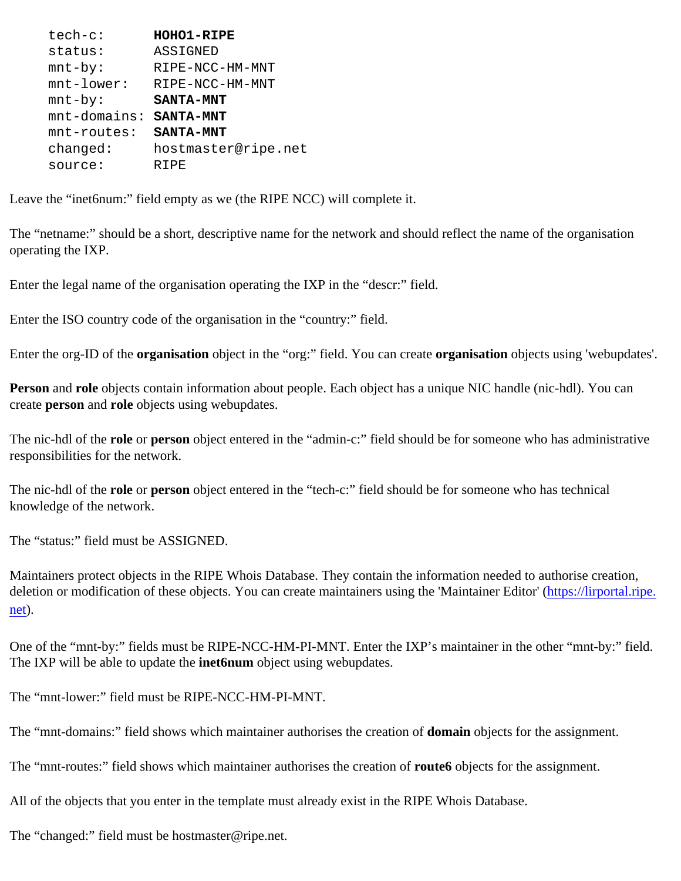```
tech-c:       HOHO1-RIPE
status:       ASSIGNED
mnt-by:       RIPE-NCC-HM-MNT
mnt-lower:    RIPE-NCC-HM-MNT
mnt-by:       SANTA-MNT
mnt-domains:  SANTA-MNT
mnt-routes:   SANTA-MNT
changed:      hostmaster@ripe.net
source:       RIPE
```

Leave the "inet6num:" field empty as we (the RIPE NCC) will complete it.

The "netname:" should be a short, descriptive name for the network and should reflect the name of the organisation operating the IXP.

Enter the legal name of the organisation operating the IXP in the "descr:" field.

Enter the ISO country code of the organisation in the "country:" field.

Enter the org-ID of the **organisation** object in the "org:" field. You can create **organisation** objects using 'webupdates'.

**Person** and **role** objects contain information about people. Each object has a unique NIC handle (nic-hdl). You can create **person** and **role** objects using webupdates.

The nic-hdl of the **role** or **person** object entered in the "admin-c:" field should be for someone who has administrative responsibilities for the network.

The nic-hdl of the **role** or **person** object entered in the "tech-c:" field should be for someone who has technical knowledge of the network.

The "status:" field must be ASSIGNED.

Maintainers protect objects in the RIPE Whois Database. They contain the information needed to authorise creation, deletion or modification of these objects. You can create maintainers using the 'Maintainer Editor' ([https://lirportal.ripe.net](https://lirportal.ripe.net)).

One of the "mnt-by:" fields must be RIPE-NCC-HM-PI-MNT. Enter the IXP's maintainer in the other "mnt-by:" field. The IXP will be able to update the **inet6num** object using webupdates.

The "mnt-lower:" field must be RIPE-NCC-HM-PI-MNT.

The "mnt-domains:" field shows which maintainer authorises the creation of **domain** objects for the assignment.

The "mnt-routes:" field shows which maintainer authorises the creation of **route6** objects for the assignment.

All of the objects that you enter in the template must already exist in the RIPE Whois Database.

The "changed:" field must be hostmaster@ripe.net.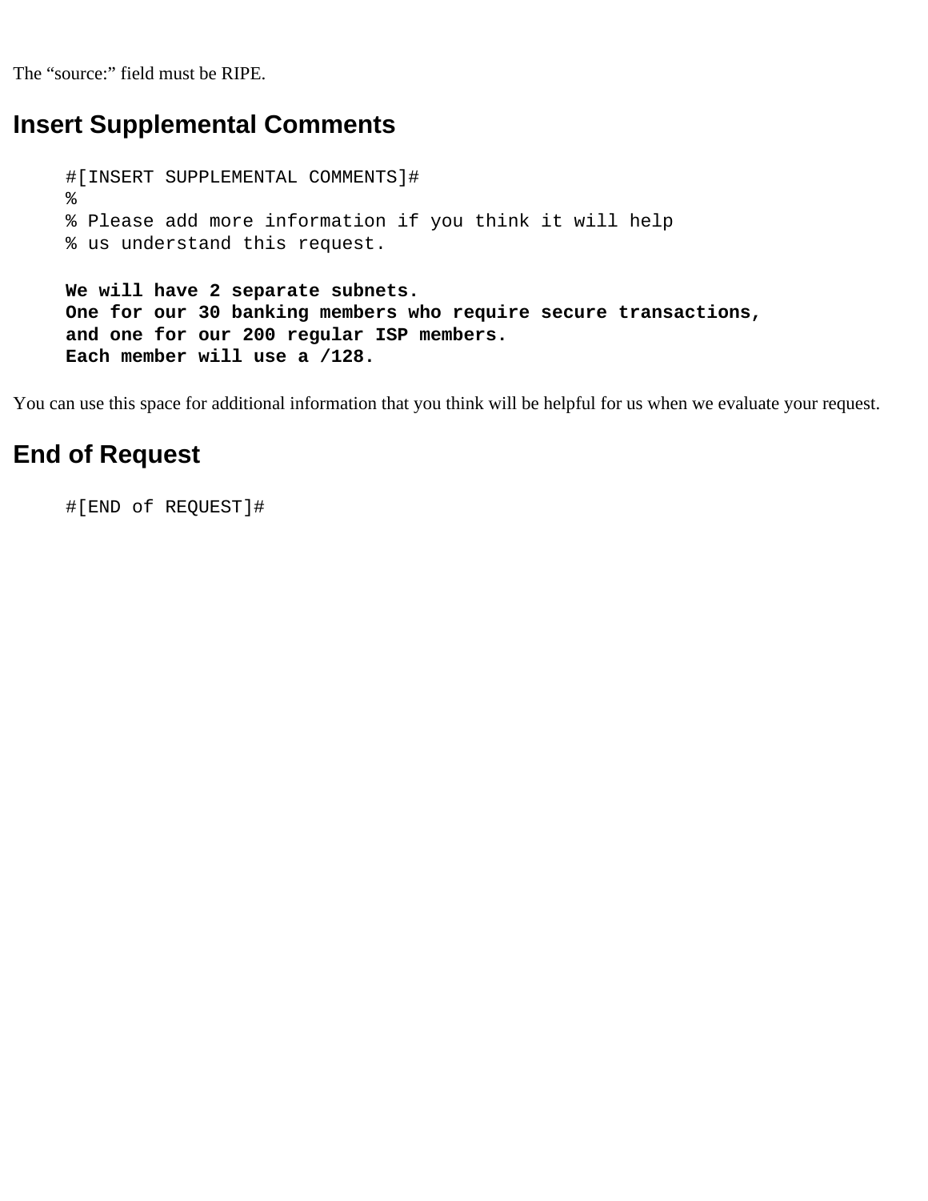The “source:” field must be RIPE.

## Insert Supplemental Comments

```
#[INSERT SUPPLEMENTAL COMMENTS]#
%
% Please add more information if you think it will help
% us understand this request.

We will have 2 separate subnets.
One for our 30 banking members who require secure transactions,
and one for our 200 regular ISP members.
Each member will use a /128.
```

You can use this space for additional information that you think will be helpful for us when we evaluate your request.

## End of Request

```
#[END of REQUEST]#
```